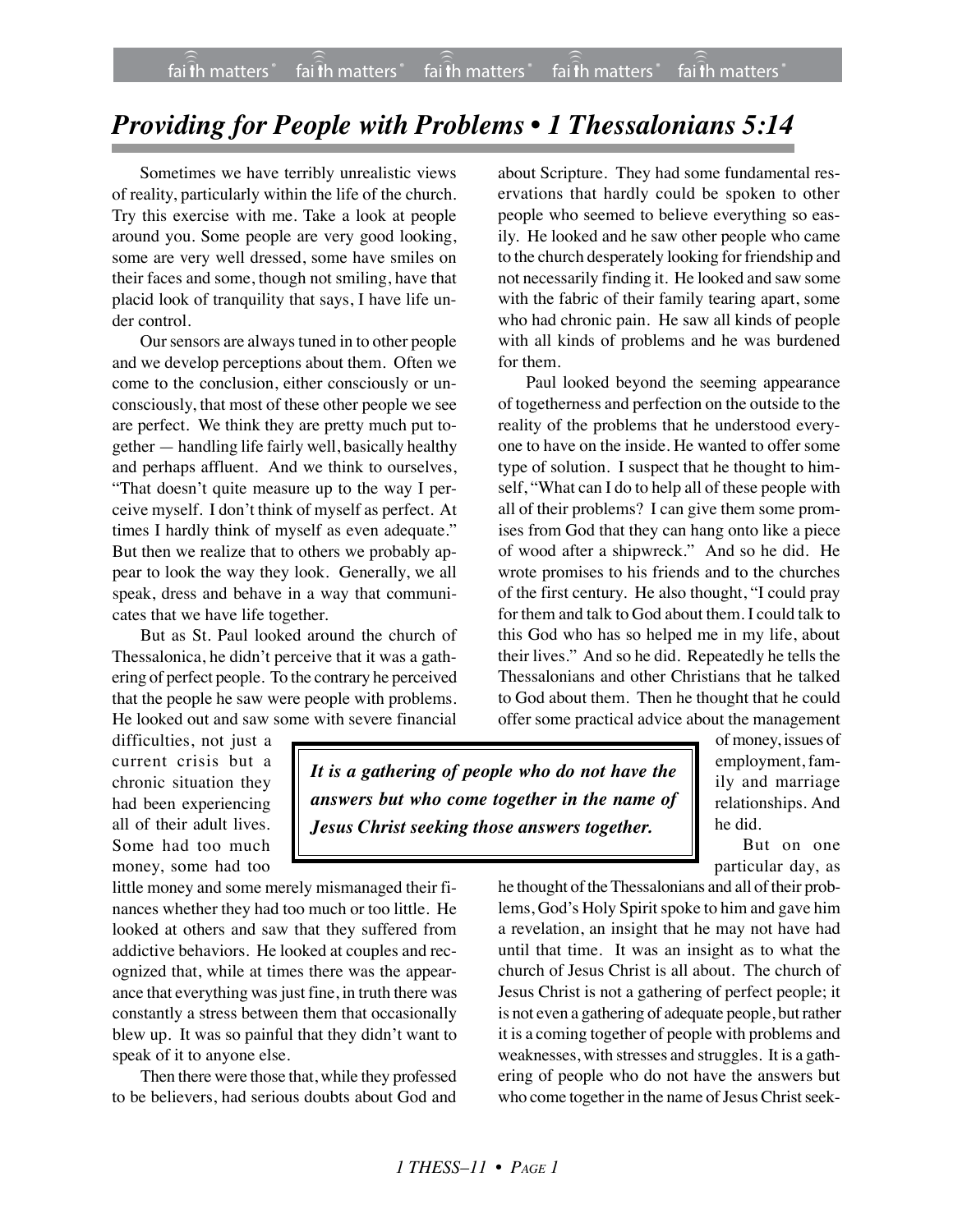# Providing for People with Problems • 1 Thessalonians 5:14

Sometimes we have terribly unrealistic views of reality, particularly within the life of the church. Try this exercise with me. Take a look at people around you. Some people are very good looking, some are very well dressed, some have smiles on their faces and some, though not smiling, have that placid look of tranquility that says, I have life under control.

Our sensors are always tuned in to other people and we develop perceptions about them. Often we come to the conclusion, either consciously or unconsciously, that most of these other people we see are perfect. We think they are pretty much put together — handling life fairly well, basically healthy and perhaps affluent. And we think to ourselves, "That doesn't quite measure up to the way I perceive myself. I don't think of myself as perfect. At times I hardly think of myself as even adequate." But then we realize that to others we probably appear to look the way they look. Generally, we all speak, dress and behave in a way that communicates that we have life together.

But as St. Paul looked around the church of Thessalonica, he didn't perceive that it was a gathering of perfect people. To the contrary he perceived that the people he saw were people with problems. He looked out and saw some with severe financial difficulties, not just a current crisis but a chronic situation they had been experiencing all of their adult lives. Some had too much money, some had too little money and some merely mismanaged their finances whether they had too much or too little. He looked at others and saw that they suffered from addictive behaviors. He looked at couples and recognized that, while at times there was the appearance that everything was just fine, in truth there was constantly a stress between them that occasionally blew up. It was so painful that they didn't want to speak of it to anyone else.

Then there were those that, while they professed to be believers, had serious doubts about God and about Scripture. They had some fundamental reservations that hardly could be spoken to other people who seemed to believe everything so easily. He looked and he saw other people who came to the church desperately looking for friendship and not necessarily finding it. He looked and saw some with the fabric of their family tearing apart, some who had chronic pain. He saw all kinds of people with all kinds of problems and he was burdened for them.

Paul looked beyond the seeming appearance of togetherness and perfection on the outside to the reality of the problems that he understood everyone to have on the inside. He wanted to offer some type of solution. I suspect that he thought to himself, "What can I do to help all of these people with all of their problems? I can give them some promises from God that they can hang onto like a piece of wood after a shipwreck." And so he did. He wrote promises to his friends and to the churches of the first century. He also thought, "I could pray for them and talk to God about them. I could talk to this God who has so helped me in my life, about their lives." And so he did. Repeatedly he tells the Thessalonians and other Christians that he talked to God about them. Then he thought that he could offer some practical advice about the management of money, issues of employment, family and marriage relationships. And he did.

> ***It is a gathering of people who do not have the answers but who come together in the name of Jesus Christ seeking those answers together.***

But on one particular day, as he thought of the Thessalonians and all of their problems, God's Holy Spirit spoke to him and gave him a revelation, an insight that he may not have had until that time. It was an insight as to what the church of Jesus Christ is all about. The church of Jesus Christ is not a gathering of perfect people; it is not even a gathering of adequate people, but rather it is a coming together of people with problems and weaknesses, with stresses and struggles. It is a gathering of people who do not have the answers but who come together in the name of Jesus Christ seek-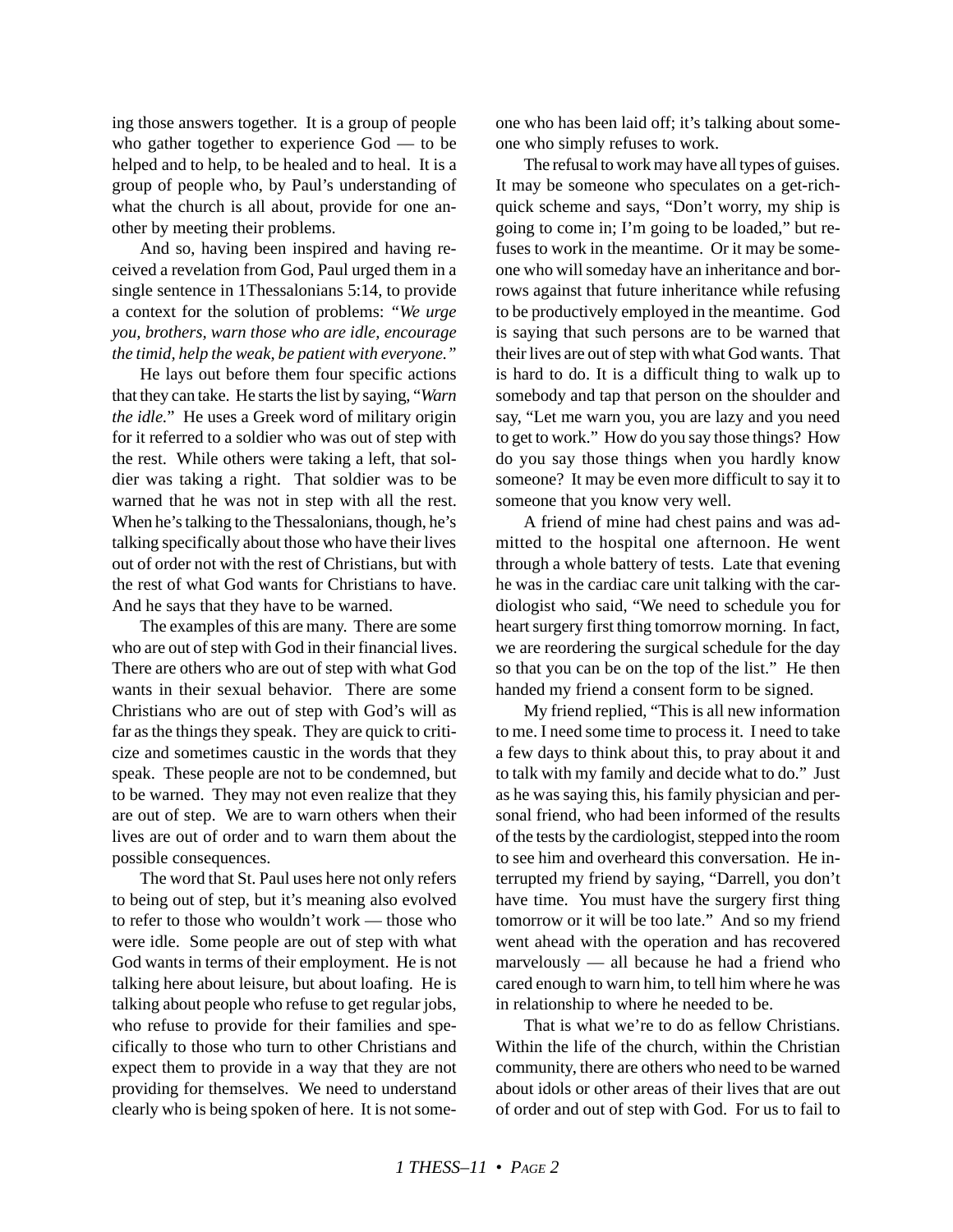ing those answers together. It is a group of people who gather together to experience God — to be helped and to help, to be healed and to heal. It is a group of people who, by Paul's understanding of what the church is all about, provide for one another by meeting their problems.

And so, having been inspired and having received a revelation from God, Paul urged them in a single sentence in 1Thessalonians 5:14, to provide a context for the solution of problems: *"We urge you, brothers, warn those who are idle, encourage the timid, help the weak, be patient with everyone."*

He lays out before them four specific actions that they can take. He starts the list by saying, "*Warn the idle.*" He uses a Greek word of military origin for it referred to a soldier who was out of step with the rest. While others were taking a left, that soldier was taking a right. That soldier was to be warned that he was not in step with all the rest. When he's talking to the Thessalonians, though, he's talking specifically about those who have their lives out of order not with the rest of Christians, but with the rest of what God wants for Christians to have. And he says that they have to be warned.

The examples of this are many. There are some who are out of step with God in their financial lives. There are others who are out of step with what God wants in their sexual behavior. There are some Christians who are out of step with God's will as far as the things they speak. They are quick to criticize and sometimes caustic in the words that they speak. These people are not to be condemned, but to be warned. They may not even realize that they are out of step. We are to warn others when their lives are out of order and to warn them about the possible consequences.

The word that St. Paul uses here not only refers to being out of step, but it's meaning also evolved to refer to those who wouldn't work — those who were idle. Some people are out of step with what God wants in terms of their employment. He is not talking here about leisure, but about loafing. He is talking about people who refuse to get regular jobs, who refuse to provide for their families and specifically to those who turn to other Christians and expect them to provide in a way that they are not providing for themselves. We need to understand clearly who is being spoken of here. It is not someone who has been laid off; it's talking about someone who simply refuses to work.

The refusal to work may have all types of guises. It may be someone who speculates on a get-rich-quick scheme and says, "Don't worry, my ship is going to come in; I'm going to be loaded," but refuses to work in the meantime. Or it may be someone who will someday have an inheritance and borrows against that future inheritance while refusing to be productively employed in the meantime. God is saying that such persons are to be warned that their lives are out of step with what God wants. That is hard to do. It is a difficult thing to walk up to somebody and tap that person on the shoulder and say, "Let me warn you, you are lazy and you need to get to work." How do you say those things? How do you say those things when you hardly know someone? It may be even more difficult to say it to someone that you know very well.

A friend of mine had chest pains and was admitted to the hospital one afternoon. He went through a whole battery of tests. Late that evening he was in the cardiac care unit talking with the cardiologist who said, "We need to schedule you for heart surgery first thing tomorrow morning. In fact, we are reordering the surgical schedule for the day so that you can be on the top of the list." He then handed my friend a consent form to be signed.

My friend replied, "This is all new information to me. I need some time to process it. I need to take a few days to think about this, to pray about it and to talk with my family and decide what to do." Just as he was saying this, his family physician and personal friend, who had been informed of the results of the tests by the cardiologist, stepped into the room to see him and overheard this conversation. He interrupted my friend by saying, "Darrell, you don't have time. You must have the surgery first thing tomorrow or it will be too late." And so my friend went ahead with the operation and has recovered marvelously — all because he had a friend who cared enough to warn him, to tell him where he was in relationship to where he needed to be.

That is what we're to do as fellow Christians. Within the life of the church, within the Christian community, there are others who need to be warned about idols or other areas of their lives that are out of order and out of step with God. For us to fail to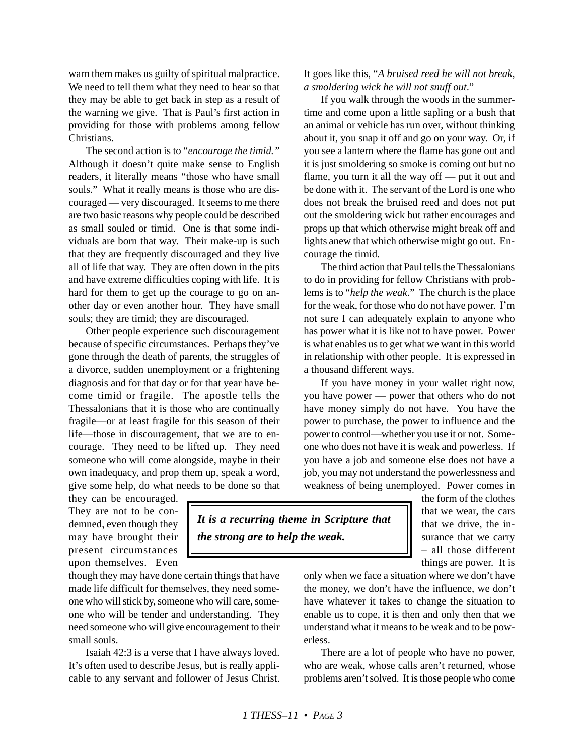warn them makes us guilty of spiritual malpractice. We need to tell them what they need to hear so that they may be able to get back in step as a result of the warning we give. That is Paul's first action in providing for those with problems among fellow Christians.

The second action is to "*encourage the timid.*" Although it doesn't quite make sense to English readers, it literally means "those who have small souls." What it really means is those who are discouraged — very discouraged. It seems to me there are two basic reasons why people could be described as small souled or timid. One is that some individuals are born that way. Their make-up is such that they are frequently discouraged and they live all of life that way. They are often down in the pits and have extreme difficulties coping with life. It is hard for them to get up the courage to go on another day or even another hour. They have small souls; they are timid; they are discouraged.

Other people experience such discouragement because of specific circumstances. Perhaps they've gone through the death of parents, the struggles of a divorce, sudden unemployment or a frightening diagnosis and for that day or for that year have become timid or fragile. The apostle tells the Thessalonians that it is those who are continually fragile—or at least fragile for this season of their life—those in discouragement, that we are to encourage. They need to be lifted up. They need someone who will come alongside, maybe in their own inadequacy, and prop them up, speak a word, give some help, do what needs to be done so that they can be encouraged. They are not to be condemned, even though they may have brought their present circumstances upon themselves. Even though they may have done certain things that have made life difficult for themselves, they need someone who will stick by, someone who will care, someone who will be tender and understanding. They need someone who will give encouragement to their small souls.

Isaiah 42:3 is a verse that I have always loved. It's often used to describe Jesus, but is really applicable to any servant and follower of Jesus Christ. It goes like this, "*A bruised reed he will not break, a smoldering wick he will not snuff out.*"

If you walk through the woods in the summertime and come upon a little sapling or a bush that an animal or vehicle has run over, without thinking about it, you snap it off and go on your way. Or, if you see a lantern where the flame has gone out and it is just smoldering so smoke is coming out but no flame, you turn it all the way off — put it out and be done with it. The servant of the Lord is one who does not break the bruised reed and does not put out the smoldering wick but rather encourages and props up that which otherwise might break off and lights anew that which otherwise might go out. Encourage the timid.

The third action that Paul tells the Thessalonians to do in providing for fellow Christians with problems is to "*help the weak*." The church is the place for the weak, for those who do not have power. I'm not sure I can adequately explain to anyone who has power what it is like not to have power. Power is what enables us to get what we want in this world in relationship with other people. It is expressed in a thousand different ways.

If you have money in your wallet right now, you have power — power that others who do not have money simply do not have. You have the power to purchase, the power to influence and the power to control—whether you use it or not. Someone who does not have it is weak and powerless. If you have a job and someone else does not have a job, you may not understand the powerlessness and weakness of being unemployed. Power comes in the form of the clothes that we wear, the cars that we drive, the insurance that we carry – all those different things are power. It is only when we face a situation where we don't have the money, we don't have the influence, we don't have whatever it takes to change the situation to enable us to cope, it is then and only then that we understand what it means to be weak and to be powerless.

> ***It is a recurring theme in Scripture that the strong are to help the weak.***

There are a lot of people who have no power, who are weak, whose calls aren't returned, whose problems aren't solved. It is those people who come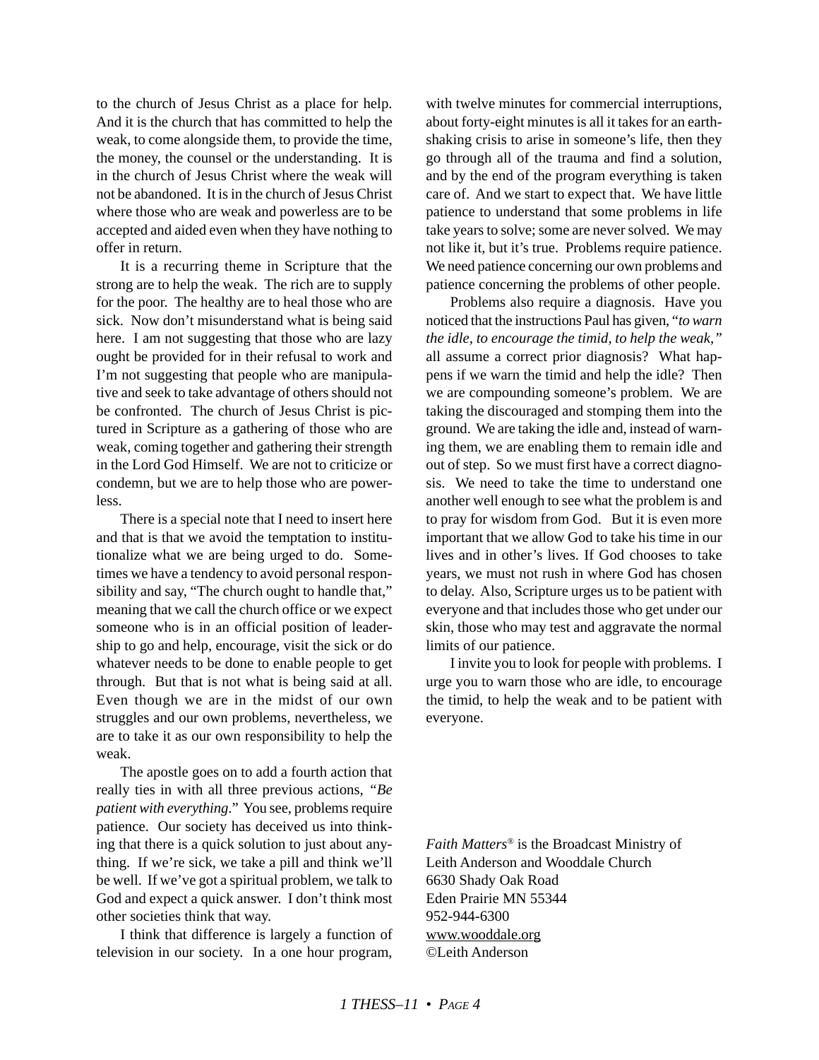to the church of Jesus Christ as a place for help. And it is the church that has committed to help the weak, to come alongside them, to provide the time, the money, the counsel or the understanding. It is in the church of Jesus Christ where the weak will not be abandoned. It is in the church of Jesus Christ where those who are weak and powerless are to be accepted and aided even when they have nothing to offer in return.

It is a recurring theme in Scripture that the strong are to help the weak. The rich are to supply for the poor. The healthy are to heal those who are sick. Now don't misunderstand what is being said here. I am not suggesting that those who are lazy ought be provided for in their refusal to work and I'm not suggesting that people who are manipulative and seek to take advantage of others should not be confronted. The church of Jesus Christ is pictured in Scripture as a gathering of those who are weak, coming together and gathering their strength in the Lord God Himself. We are not to criticize or condemn, but we are to help those who are powerless.

There is a special note that I need to insert here and that is that we avoid the temptation to institutionalize what we are being urged to do. Sometimes we have a tendency to avoid personal responsibility and say, "The church ought to handle that," meaning that we call the church office or we expect someone who is in an official position of leadership to go and help, encourage, visit the sick or do whatever needs to be done to enable people to get through. But that is not what is being said at all. Even though we are in the midst of our own struggles and our own problems, nevertheless, we are to take it as our own responsibility to help the weak.

The apostle goes on to add a fourth action that really ties in with all three previous actions, "*Be patient with everything*." You see, problems require patience. Our society has deceived us into thinking that there is a quick solution to just about anything. If we're sick, we take a pill and think we'll be well. If we've got a spiritual problem, we talk to God and expect a quick answer. I don't think most other societies think that way.

I think that difference is largely a function of television in our society. In a one hour program, with twelve minutes for commercial interruptions, about forty-eight minutes is all it takes for an earth-shaking crisis to arise in someone's life, then they go through all of the trauma and find a solution, and by the end of the program everything is taken care of. And we start to expect that. We have little patience to understand that some problems in life take years to solve; some are never solved. We may not like it, but it's true. Problems require patience. We need patience concerning our own problems and patience concerning the problems of other people.

Problems also require a diagnosis. Have you noticed that the instructions Paul has given, "*to warn the idle, to encourage the timid, to help the weak,*" all assume a correct prior diagnosis? What happens if we warn the timid and help the idle? Then we are compounding someone's problem. We are taking the discouraged and stomping them into the ground. We are taking the idle and, instead of warning them, we are enabling them to remain idle and out of step. So we must first have a correct diagnosis. We need to take the time to understand one another well enough to see what the problem is and to pray for wisdom from God. But it is even more important that we allow God to take his time in our lives and in other's lives. If God chooses to take years, we must not rush in where God has chosen to delay. Also, Scripture urges us to be patient with everyone and that includes those who get under our skin, those who may test and aggravate the normal limits of our patience.

I invite you to look for people with problems. I urge you to warn those who are idle, to encourage the timid, to help the weak and to be patient with everyone.

*Faith Matters*® is the Broadcast Ministry of
Leith Anderson and Wooddale Church
6630 Shady Oak Road
Eden Prairie MN 55344
952-944-6300
www.wooddale.org
©Leith Anderson